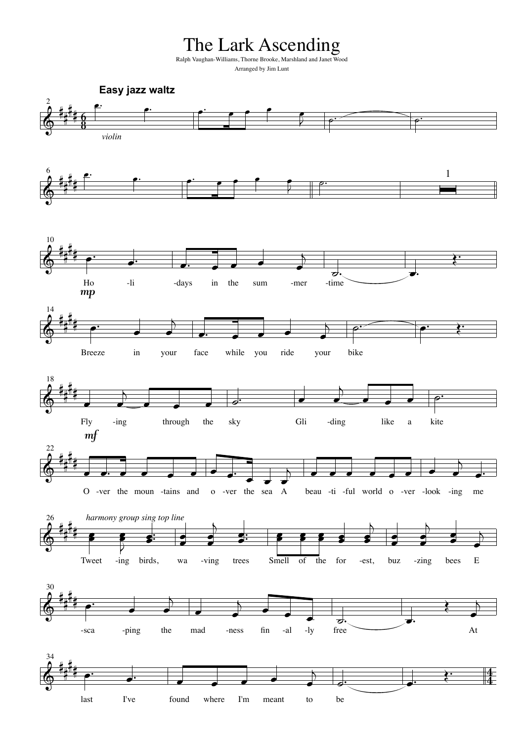# The Lark Ascending

Ralph Vaughan-Williams, Thorne Brooke, Marshland and Janet Wood

Arranged by Jim Lunt

**Easy jazz waltz**

*violin*

Ho -li -days in the sum -mer -time

Breeze in your face while you ride your bike

Fly -ing through the sky Gli -ding like a kite

O -ver the moun -tains and o -ver the sea A beau -ti -ful world o -ver -look -ing me

*harmony group sing top line*

Tweet -ing birds, wa -ving trees Smell of the for -est, buz -zing bees E

-sca -ping the mad -ness fin -al -ly free At

last I've found where I'm meant to be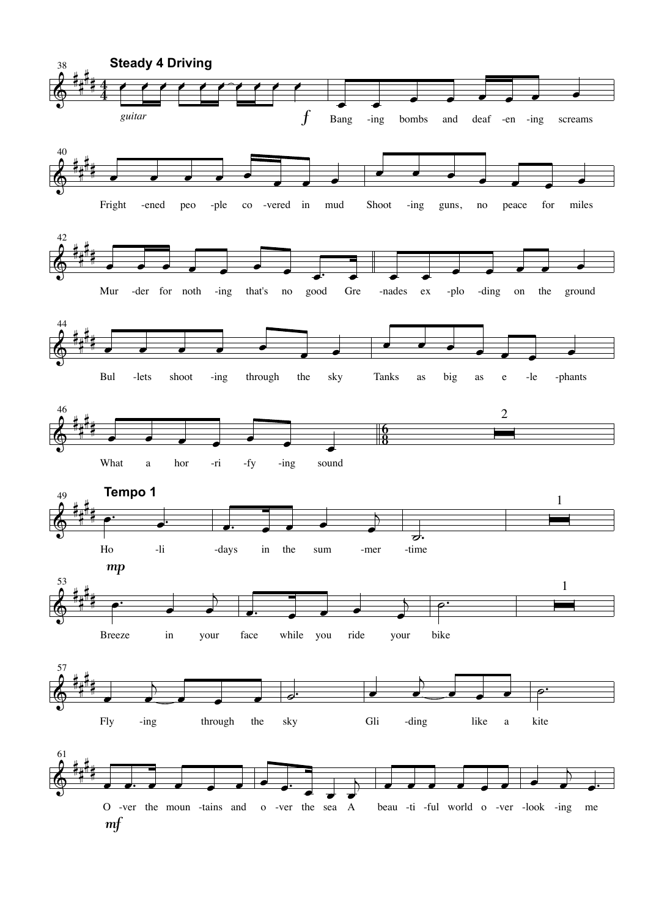**Steady 4 Driving**

*guitar*

*f*

Bang-ing bombs and deaf-en-ing screams
Fright-ened peo-ple co-vered in mud
Shoot-ing guns, no peace for miles
Mur-der for noth-ing that's no good
Gre-nades ex-plo-ding on the ground
Bul-lets shoot-ing through the sky
Tanks as big as e-le-phants
What a hor-ri-fy-ing sound

**Tempo 1**

*mp*

Ho-li-days in the sum-mer-time
Breeze in your face while you ride your bike
Fly-ing through the sky
Gli-ding like a kite

*mf*

O-ver the moun-tains and o-ver the sea
A beau-ti-ful world o-ver-look-ing me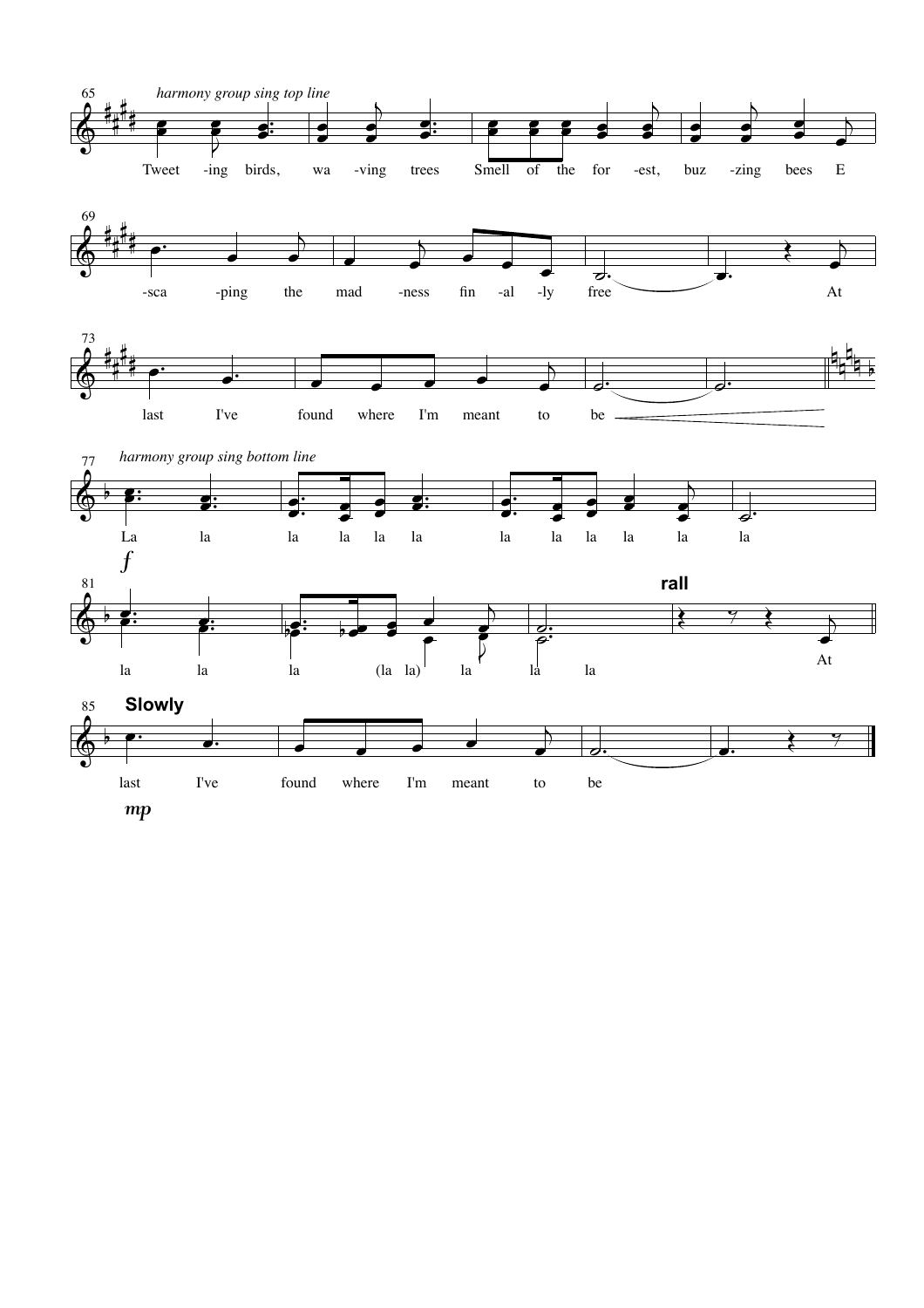65 *harmony group sing top line*

Tweet -ing birds, wa -ving trees Smell of the for -est, buz -zing bees E

69

-sca -ping the mad -ness fin -al -ly free At

73

last I've found where I'm meant to be

77 *harmony group sing bottom line*

La la la la la la la la la la la la

*f*

81 **rall**

la la la (la la) la la la At

85 **Slowly**

last I've found where I'm meant to be

*mp*